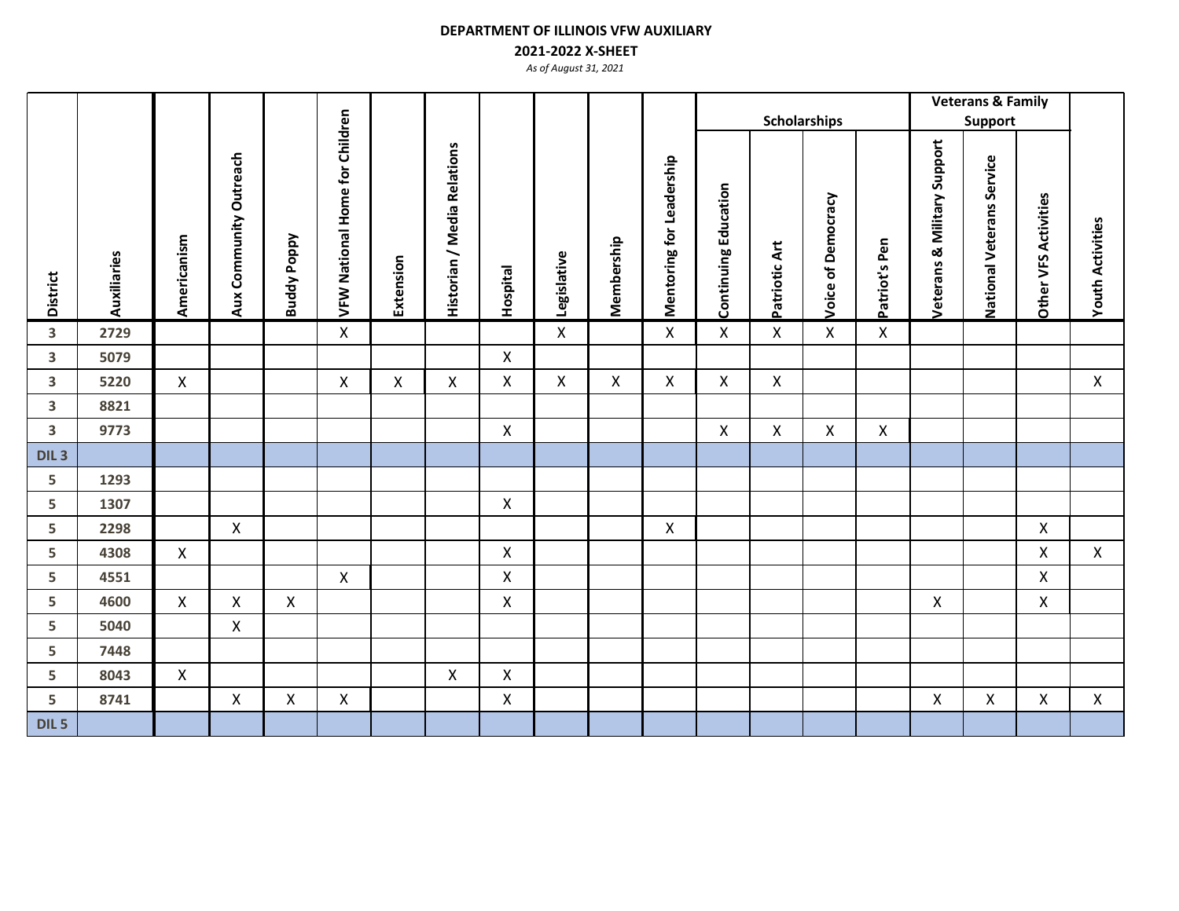**DEPARTMENT OF ILLINOIS VFW AUXILIARY**

**2021-2022 X-SHEET**

*As of August 31, 2021*

| District | Auxiliaries | Americanism | Aux Community Outreach | Buddy Poppy | VFW National Home for Children | Extension | Historian / Media Relations | Hospital | Legislative | Membership | Mentoring for Leadership | Scholarships | | | | Veterans & Family Support | | | Youth Activities |
|---|---|---|---|---|---|---|---|---|---|---|---|---|---|---|---|---|---|---|---|
| | | | | | | | | | | | | Continuing Education | Patriotic Art | Voice of Democracy | Patriot's Pen | Veterans & Military Support | National Veterans Service | Other VFS Activities | |
| 3 | 2729 | | | | X | | | | X | | X | X | X | X | X | | | | |
| 3 | 5079 | | | | | | | X | | | | | | | | | | | |
| 3 | 5220 | X | | | X | X | X | X | X | X | X | X | X | | | | | | X |
| 3 | 8821 | | | | | | | | | | | | | | | | | | |
| 3 | 9773 | | | | | | | X | | | | X | X | X | X | | | | |
| DIL 3 | | | | | | | | | | | | | | | | | | | |
| 5 | 1293 | | | | | | | | | | | | | | | | | | |
| 5 | 1307 | | | | | | | X | | | | | | | | | | | |
| 5 | 2298 | | X | | | | | | | | X | | | | | | | X | |
| 5 | 4308 | X | | | | | | X | | | | | | | | | | X | X |
| 5 | 4551 | | | | X | | | X | | | | | | | | | | X | |
| 5 | 4600 | X | X | X | | | | X | | | | | | | | X | | X | |
| 5 | 5040 | | X | | | | | | | | | | | | | | | | |
| 5 | 7448 | | | | | | | | | | | | | | | | | | |
| 5 | 8043 | X | | | | | X | X | | | | | | | | | | | |
| 5 | 8741 | | X | X | X | | | X | | | | | | | | X | X | X | X |
| DIL 5 | | | | | | | | | | | | | | | | | | | |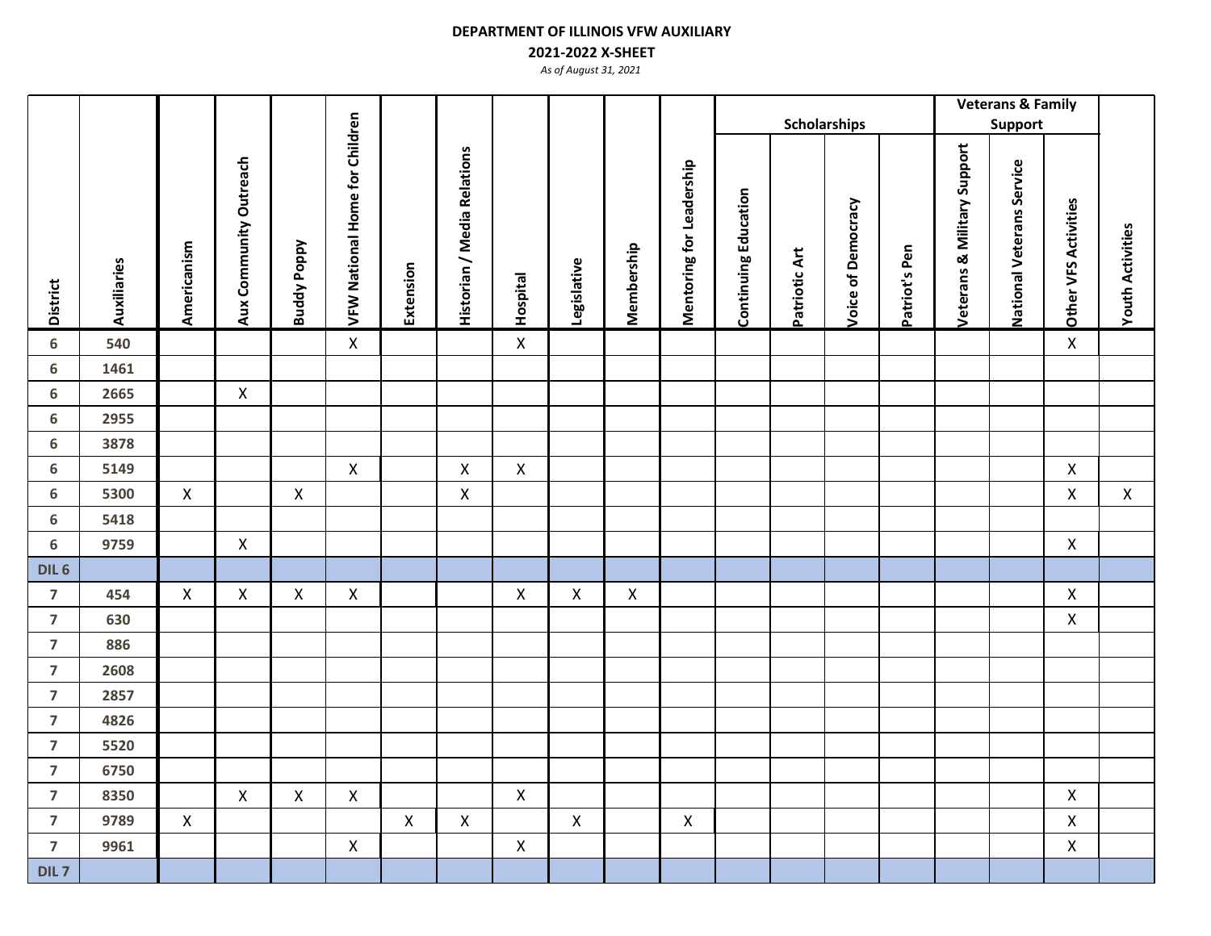**DEPARTMENT OF ILLINOIS VFW AUXILIARY**

**2021-2022 X-SHEET**

*As of August 31, 2021*

| District | Auxiliaries | Americanism | Aux Community Outreach | Buddy Poppy | VFW National Home for Children | Extension | Historian / Media Relations | Hospital | Legislative | Membership | Mentoring for Leadership | Scholarships | | | | Veterans & Family Support | | Other VFS Activities | Youth Activities |
|---|---|---|---|---|---|---|---|---|---|---|---|---|---|---|---|---|---|---|---|
| | | | | | | | | | | | | Continuing Education | Patriotic Art | Voice of Democracy | Patriot's Pen | Veterans & Military Support | National Veterans Service | | |
| 6 | 540 | | | | X | | | X | | | | | | | | | | X | |
| 6 | 1461 | | | | | | | | | | | | | | | | | | |
| 6 | 2665 | | X | | | | | | | | | | | | | | | | |
| 6 | 2955 | | | | | | | | | | | | | | | | | | |
| 6 | 3878 | | | | | | | | | | | | | | | | | | |
| 6 | 5149 | | | | X | | X | X | | | | | | | | | | X | |
| 6 | 5300 | X | | X | | | X | | | | | | | | | | | X | X |
| 6 | 5418 | | | | | | | | | | | | | | | | | | |
| 6 | 9759 | | X | | | | | | | | | | | | | | | X | |
| DIL 6 | | | | | | | | | | | | | | | | | | | |
| 7 | 454 | X | X | X | X | | | X | X | X | | | | | | | | X | |
| 7 | 630 | | | | | | | | | | | | | | | | | X | |
| 7 | 886 | | | | | | | | | | | | | | | | | | |
| 7 | 2608 | | | | | | | | | | | | | | | | | | |
| 7 | 2857 | | | | | | | | | | | | | | | | | | |
| 7 | 4826 | | | | | | | | | | | | | | | | | | |
| 7 | 5520 | | | | | | | | | | | | | | | | | | |
| 7 | 6750 | | | | | | | | | | | | | | | | | | |
| 7 | 8350 | | X | X | X | | | X | | | | | | | | | | X | |
| 7 | 9789 | X | | | | X | X | | X | | X | | | | | | | X | |
| 7 | 9961 | | | | X | | | X | | | | | | | | | | X | |
| DIL 7 | | | | | | | | | | | | | | | | | | | |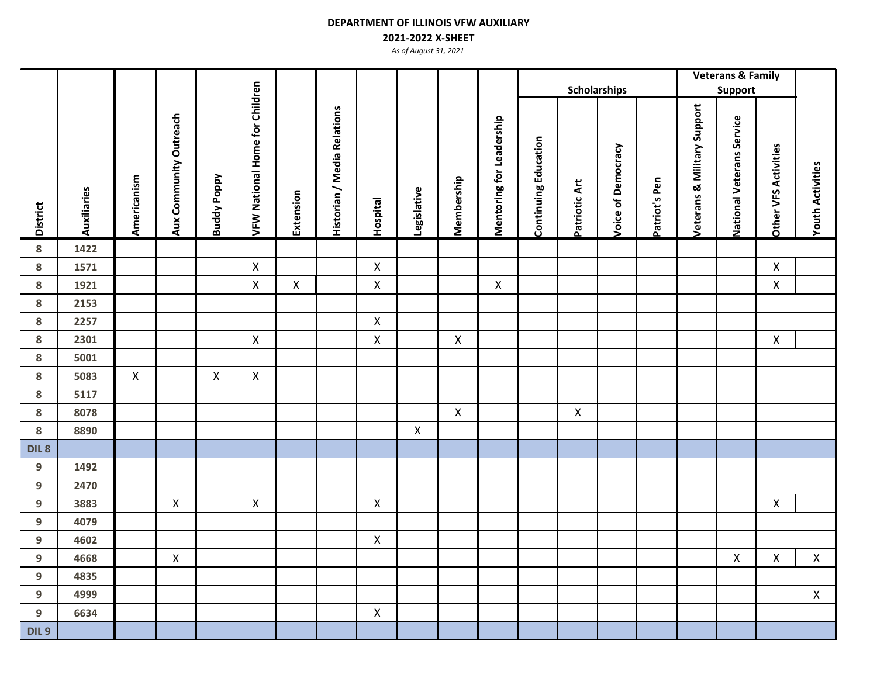**DEPARTMENT OF ILLINOIS VFW AUXILIARY**

**2021-2022 X-SHEET**

*As of August 31, 2021*

| District | Auxiliaries | Americanism | Aux Community Outreach | Buddy Poppy | VFW National Home for Children | Extension | Historian / Media Relations | Hospital | Legislative | Membership | Mentoring for Leadership | Scholarships | | | | Veterans & Family Support | | | Youth Activities |
|---|---|---|---|---|---|---|---|---|---|---|---|---|---|---|---|---|---|---|---|
| | | | | | | | | | | | | Continuing Education | Patriotic Art | Voice of Democracy | Patriot's Pen | Veterans & Military Support | National Veterans Service | Other VFS Activities | |
| 8 | 1422 | | | | | | | | | | | | | | | | | | |
| 8 | 1571 | | | | X | | | X | | | | | | | | | | X | |
| 8 | 1921 | | | | X | X | | X | | | X | | | | | | | X | |
| 8 | 2153 | | | | | | | | | | | | | | | | | | |
| 8 | 2257 | | | | | | | X | | | | | | | | | | | |
| 8 | 2301 | | | | X | | | X | | X | | | | | | | | X | |
| 8 | 5001 | | | | | | | | | | | | | | | | | | |
| 8 | 5083 | X | | X | X | | | | | | | | | | | | | | |
| 8 | 5117 | | | | | | | | | | | | | | | | | | |
| 8 | 8078 | | | | | | | | | X | | | X | | | | | | |
| 8 | 8890 | | | | | | | | X | | | | | | | | | | |
| DIL 8 | | | | | | | | | | | | | | | | | | | |
| 9 | 1492 | | | | | | | | | | | | | | | | | | |
| 9 | 2470 | | | | | | | | | | | | | | | | | | |
| 9 | 3883 | | X | | X | | | X | | | | | | | | | | X | |
| 9 | 4079 | | | | | | | | | | | | | | | | | | |
| 9 | 4602 | | | | | | | X | | | | | | | | | | | |
| 9 | 4668 | | X | | | | | | | | | | | | | | X | X | X |
| 9 | 4835 | | | | | | | | | | | | | | | | | | |
| 9 | 4999 | | | | | | | | | | | | | | | | | | X |
| 9 | 6634 | | | | | | | X | | | | | | | | | | | |
| DIL 9 | | | | | | | | | | | | | | | | | | | |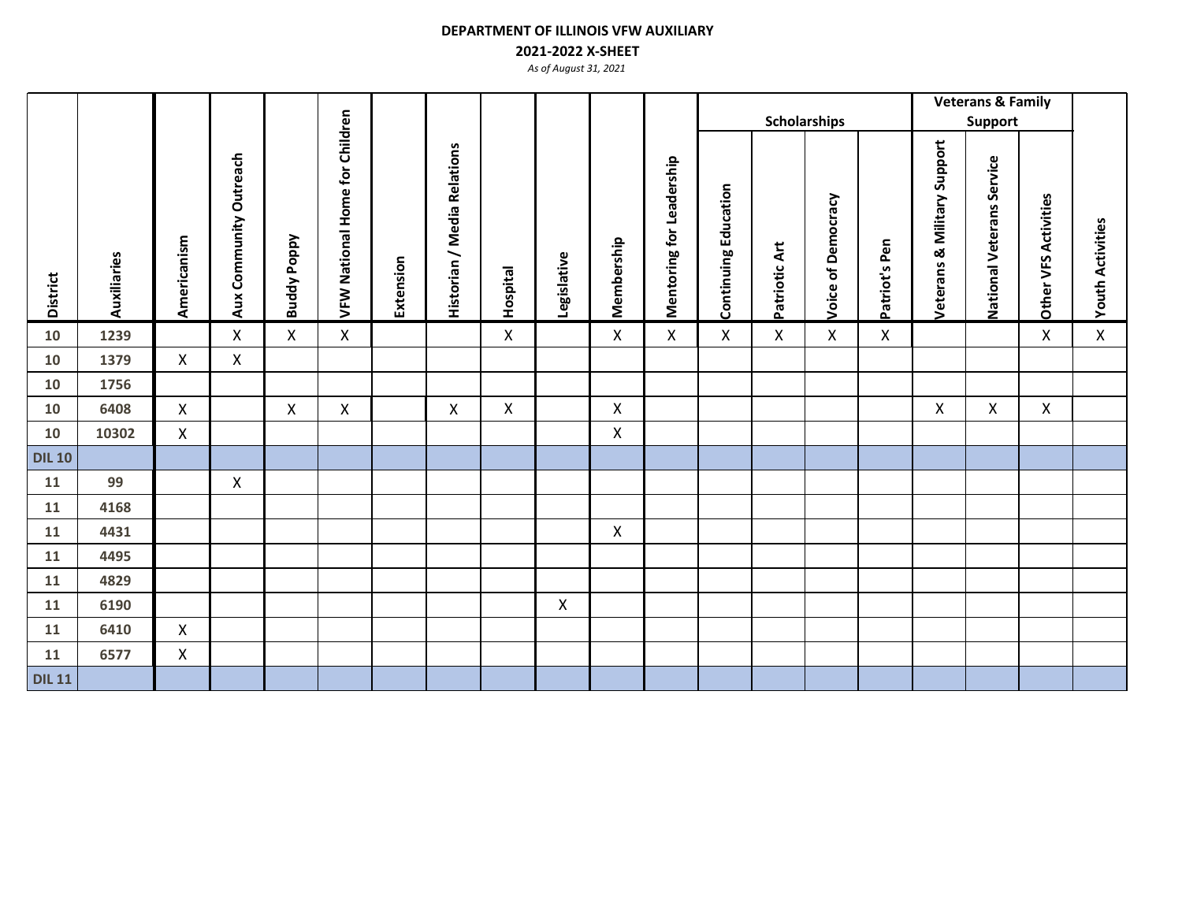**DEPARTMENT OF ILLINOIS VFW AUXILIARY**

**2021-2022 X-SHEET**

*As of August 31, 2021*

| District | Auxiliaries | Americanism | Aux Community Outreach | Buddy Poppy | VFW National Home for Children | Extension | Historian / Media Relations | Hospital | Legislative | Membership | Mentoring for Leadership | Scholarships | | | | Veterans & Family Support | | | Youth Activities |
|---|---|---|---|---|---|---|---|---|---|---|---|---|---|---|---|---|---|---|---|
| | | | | | | | | | | | | Continuing Education | Patriotic Art | Voice of Democracy | Patriot's Pen | Veterans & Military Support | National Veterans Service | Other VFS Activities | |
| 10 | 1239 | | X | X | X | | | X | | X | X | X | X | X | X | | | X | X |
| 10 | 1379 | X | X | | | | | | | | | | | | | | | | |
| 10 | 1756 | | | | | | | | | | | | | | | | | | |
| 10 | 6408 | X | | X | X | | X | X | | X | | | | | | X | X | X | |
| 10 | 10302 | X | | | | | | | | X | | | | | | | | | |
| DIL 10 | | | | | | | | | | | | | | | | | | | |
| 11 | 99 | | X | | | | | | | | | | | | | | | | |
| 11 | 4168 | | | | | | | | | | | | | | | | | | |
| 11 | 4431 | | | | | | | | | X | | | | | | | | | |
| 11 | 4495 | | | | | | | | | | | | | | | | | | |
| 11 | 4829 | | | | | | | | | | | | | | | | | | |
| 11 | 6190 | | | | | | | | X | | | | | | | | | | |
| 11 | 6410 | X | | | | | | | | | | | | | | | | | |
| 11 | 6577 | X | | | | | | | | | | | | | | | | | |
| DIL 11 | | | | | | | | | | | | | | | | | | | |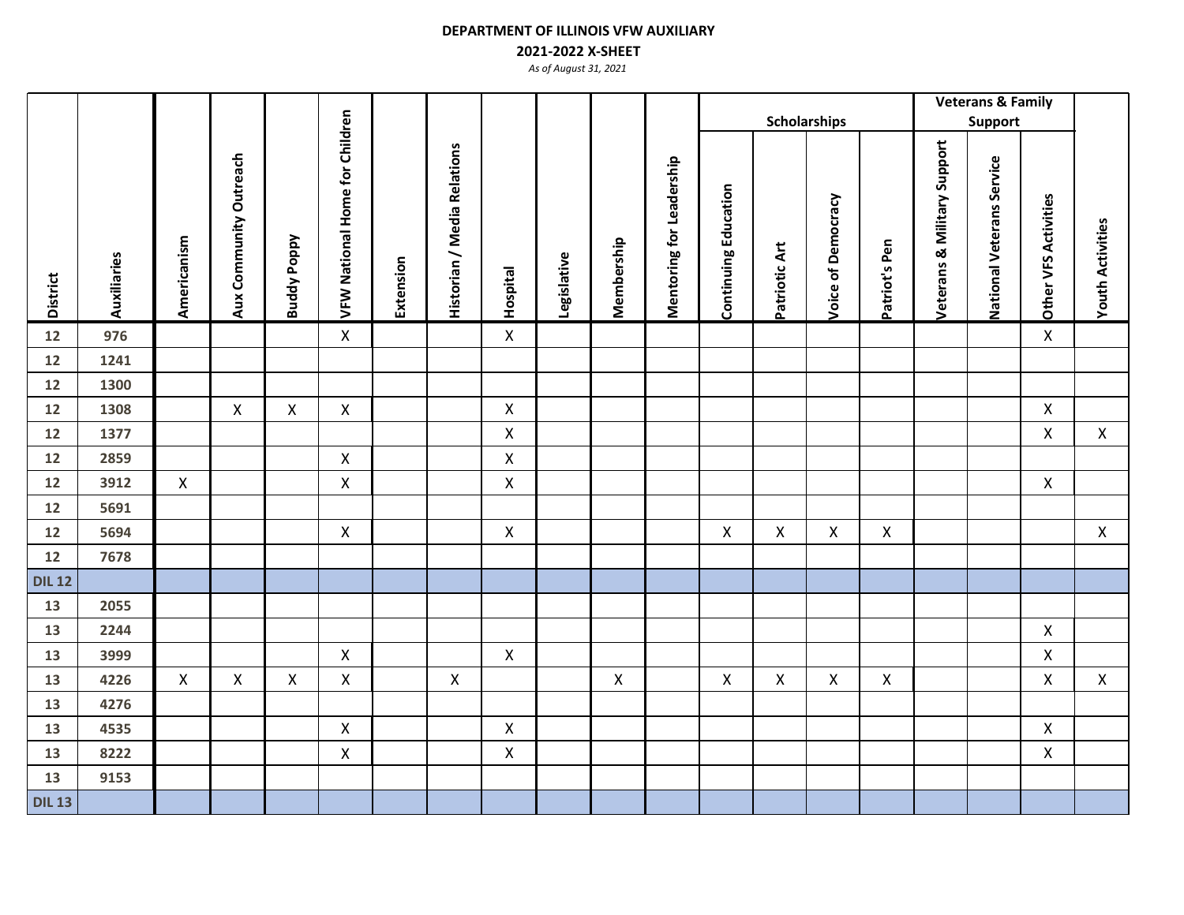**DEPARTMENT OF ILLINOIS VFW AUXILIARY**

**2021-2022 X-SHEET**

*As of August 31, 2021*

| District | Auxiliaries | Americanism | Aux Community Outreach | Buddy Poppy | VFW National Home for Children | Extension | Historian / Media Relations | Hospital | Legislative | Membership | Mentoring for Leadership | Scholarships | | | | Veterans & Family Support | | | Youth Activities |
|---|---|---|---|---|---|---|---|---|---|---|---|---|---|---|---|---|---|---|---|
| | | | | | | | | | | | | Continuing Education | Patriotic Art | Voice of Democracy | Patriot's Pen | Veterans & Military Support | National Veterans Service | Other VFS Activities | |
| 12 | 976 | | | | X | | | X | | | | | | | | | | X | |
| 12 | 1241 | | | | | | | | | | | | | | | | | | |
| 12 | 1300 | | | | | | | | | | | | | | | | | | |
| 12 | 1308 | | X | X | X | | | X | | | | | | | | | | X | |
| 12 | 1377 | | | | | | | X | | | | | | | | | | X | X |
| 12 | 2859 | | | | X | | | X | | | | | | | | | | | |
| 12 | 3912 | X | | | X | | | X | | | | | | | | | | X | |
| 12 | 5691 | | | | | | | | | | | | | | | | | | |
| 12 | 5694 | | | | X | | | X | | | | X | X | X | X | | | | X |
| 12 | 7678 | | | | | | | | | | | | | | | | | | |
| DIL 12 | | | | | | | | | | | | | | | | | | | |
| 13 | 2055 | | | | | | | | | | | | | | | | | | |
| 13 | 2244 | | | | | | | | | | | | | | | | | X | |
| 13 | 3999 | | | | X | | | X | | | | | | | | | | X | |
| 13 | 4226 | X | X | X | X | | X | | | X | | X | X | X | X | | | X | X |
| 13 | 4276 | | | | | | | | | | | | | | | | | | |
| 13 | 4535 | | | | X | | | X | | | | | | | | | | X | |
| 13 | 8222 | | | | X | | | X | | | | | | | | | | X | |
| 13 | 9153 | | | | | | | | | | | | | | | | | | |
| DIL 13 | | | | | | | | | | | | | | | | | | | |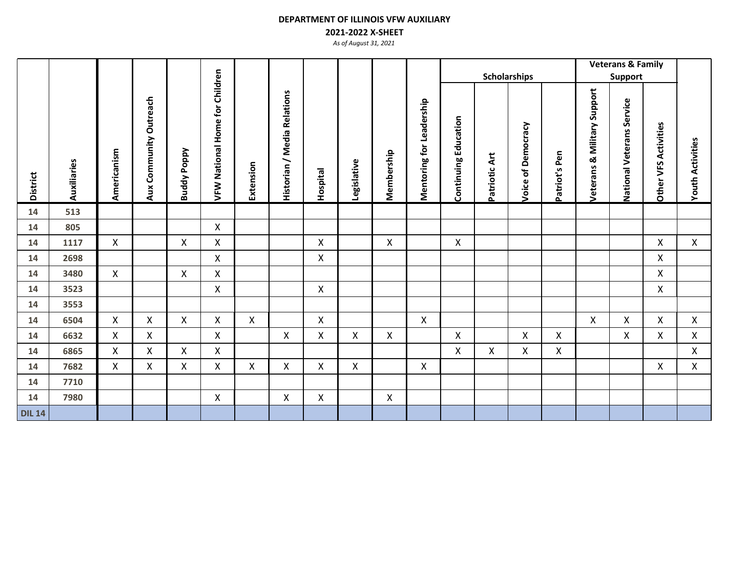**DEPARTMENT OF ILLINOIS VFW AUXILIARY**

**2021-2022 X-SHEET**

*As of August 31, 2021*

| District | Auxiliaries | Americanism | Aux Community Outreach | Buddy Poppy | VFW National Home for Children | Extension | Historian / Media Relations | Hospital | Legislative | Membership | Mentoring for Leadership | Scholarships | | | | Veterans & Family Support | | | Youth Activities |
|---|---|---|---|---|---|---|---|---|---|---|---|---|---|---|---|---|---|---|---|
| | | | | | | | | | | | | Continuing Education | Patriotic Art | Voice of Democracy | Patriot's Pen | Veterans & Military Support | National Veterans Service | Other VFS Activities | |
| 14 | 513 | | | | | | | | | | | | | | | | | | |
| 14 | 805 | | | | X | | | | | | | | | | | | | | |
| 14 | 1117 | X | | X | X | | | X | | X | | X | | | | | | X | X |
| 14 | 2698 | | | | X | | | X | | | | | | | | | | X | |
| 14 | 3480 | X | | X | X | | | | | | | | | | | | | X | |
| 14 | 3523 | | | | X | | | X | | | | | | | | | | X | |
| 14 | 3553 | | | | | | | | | | | | | | | | | | |
| 14 | 6504 | X | X | X | X | X | | X | | | X | | | | | X | X | X | X |
| 14 | 6632 | X | X | | X | | X | X | X | X | | X | | X | X | | X | X | X |
| 14 | 6865 | X | X | X | X | | | | | | | X | X | X | X | | | | X |
| 14 | 7682 | X | X | X | X | X | X | X | X | | X | | | | | | | X | X |
| 14 | 7710 | | | | | | | | | | | | | | | | | | |
| 14 | 7980 | | | | X | | X | X | | X | | | | | | | | | |
| DIL 14 | | | | | | | | | | | | | | | | | | | |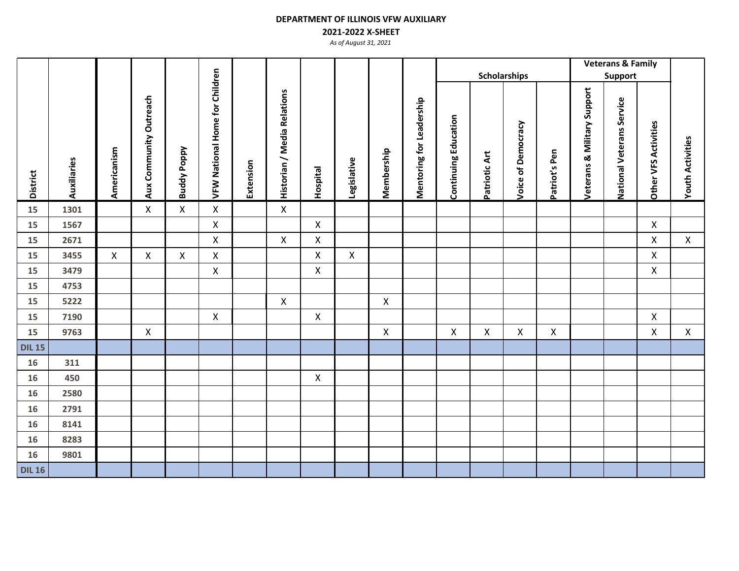**DEPARTMENT OF ILLINOIS VFW AUXILIARY**

**2021-2022 X-SHEET**

*As of August 31, 2021*

| District | Auxiliaries | Americanism | Aux Community Outreach | Buddy Poppy | VFW National Home for Children | Extension | Historian / Media Relations | Hospital | Legislative | Membership | Mentoring for Leadership | Scholarships | | | | Veterans & Family Support | | | Youth Activities |
|---|---|---|---|---|---|---|---|---|---|---|---|---|---|---|---|---|---|---|---|
| | | | | | | | | | | | | Continuing Education | Patriotic Art | Voice of Democracy | Patriot's Pen | Veterans & Military Support | National Veterans Service | Other VFS Activities | |
| 15 | 1301 | | X | X | X | | X | | | | | | | | | | | | |
| 15 | 1567 | | | | X | | | X | | | | | | | | | | X | |
| 15 | 2671 | | | | X | | X | X | | | | | | | | | | X | X |
| 15 | 3455 | X | X | X | X | | | X | X | | | | | | | | | X | |
| 15 | 3479 | | | | X | | | X | | | | | | | | | | X | |
| 15 | 4753 | | | | | | | | | | | | | | | | | | |
| 15 | 5222 | | | | | | X | | | X | | | | | | | | | |
| 15 | 7190 | | | | X | | | X | | | | | | | | | | X | |
| 15 | 9763 | | X | | | | | | | X | | X | X | X | X | | | X | X |
| DIL 15 | | | | | | | | | | | | | | | | | | | |
| 16 | 311 | | | | | | | | | | | | | | | | | | |
| 16 | 450 | | | | | | | X | | | | | | | | | | | |
| 16 | 2580 | | | | | | | | | | | | | | | | | | |
| 16 | 2791 | | | | | | | | | | | | | | | | | | |
| 16 | 8141 | | | | | | | | | | | | | | | | | | |
| 16 | 8283 | | | | | | | | | | | | | | | | | | |
| 16 | 9801 | | | | | | | | | | | | | | | | | | |
| DIL 16 | | | | | | | | | | | | | | | | | | | |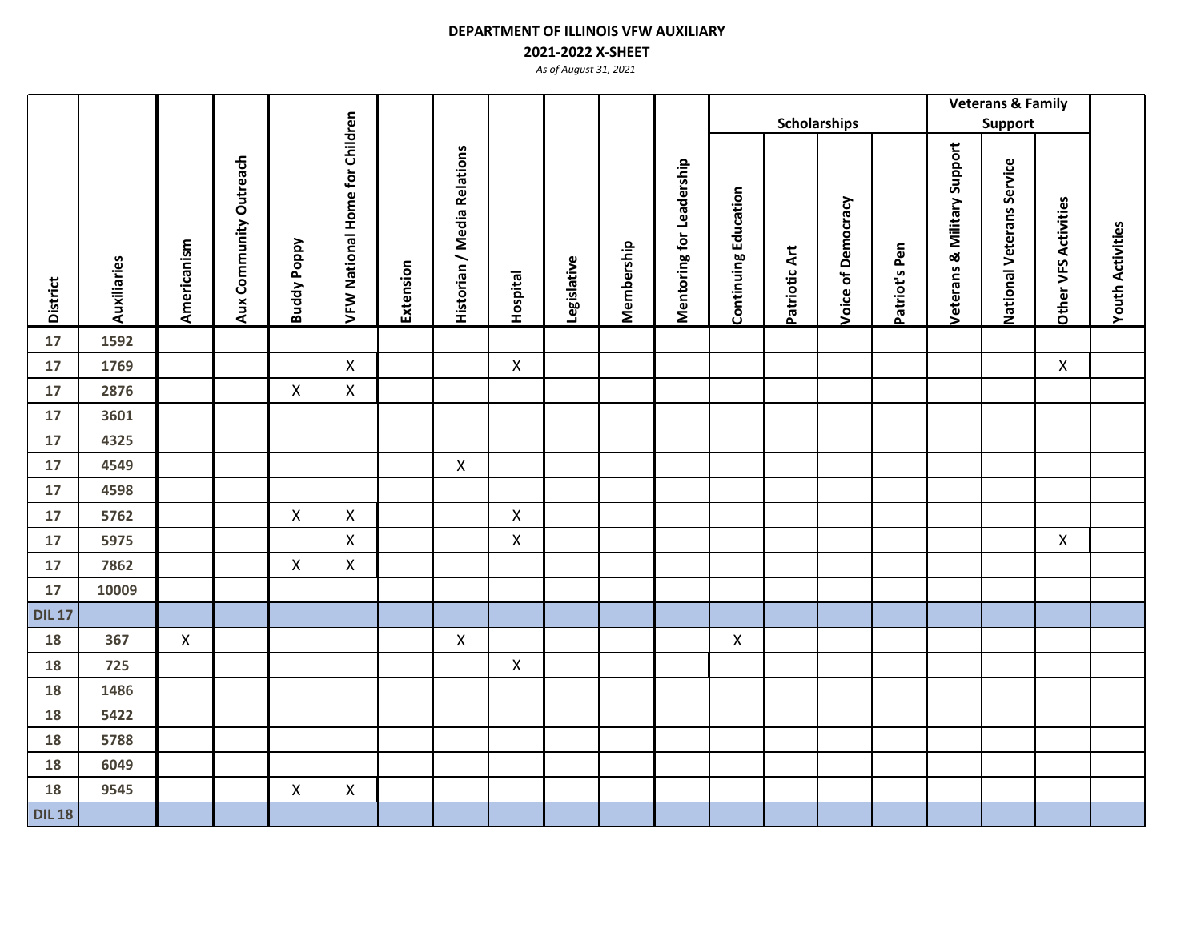**DEPARTMENT OF ILLINOIS VFW AUXILIARY**

**2021-2022 X-SHEET**

*As of August 31, 2021*

| District | Auxiliaries | Americanism | Aux Community Outreach | Buddy Poppy | VFW National Home for Children | Extension | Historian / Media Relations | Hospital | Legislative | Membership | Mentoring for Leadership | Scholarships | | | | Veterans & Family Support | | | Youth Activities |
|---|---|---|---|---|---|---|---|---|---|---|---|---|---|---|---|---|---|---|---|
| | | | | | | | | | | | | Continuing Education | Patriotic Art | Voice of Democracy | Patriot's Pen | Veterans & Military Support | National Veterans Service | Other VFS Activities | |
| 17 | 1592 | | | | | | | | | | | | | | | | | | |
| 17 | 1769 | | | | X | | | X | | | | | | | | | | X | |
| 17 | 2876 | | | X | X | | | | | | | | | | | | | | |
| 17 | 3601 | | | | | | | | | | | | | | | | | | |
| 17 | 4325 | | | | | | | | | | | | | | | | | | |
| 17 | 4549 | | | | | | X | | | | | | | | | | | | |
| 17 | 4598 | | | | | | | | | | | | | | | | | | |
| 17 | 5762 | | | X | X | | | X | | | | | | | | | | | |
| 17 | 5975 | | | | X | | | X | | | | | | | | | | X | |
| 17 | 7862 | | | X | X | | | | | | | | | | | | | | |
| 17 | 10009 | | | | | | | | | | | | | | | | | | |
| DIL 17 | | | | | | | | | | | | | | | | | | | |
| 18 | 367 | X | | | | | X | | | | | X | | | | | | | |
| 18 | 725 | | | | | | | X | | | | | | | | | | | |
| 18 | 1486 | | | | | | | | | | | | | | | | | | |
| 18 | 5422 | | | | | | | | | | | | | | | | | | |
| 18 | 5788 | | | | | | | | | | | | | | | | | | |
| 18 | 6049 | | | | | | | | | | | | | | | | | | |
| 18 | 9545 | | | X | X | | | | | | | | | | | | | | |
| DIL 18 | | | | | | | | | | | | | | | | | | | |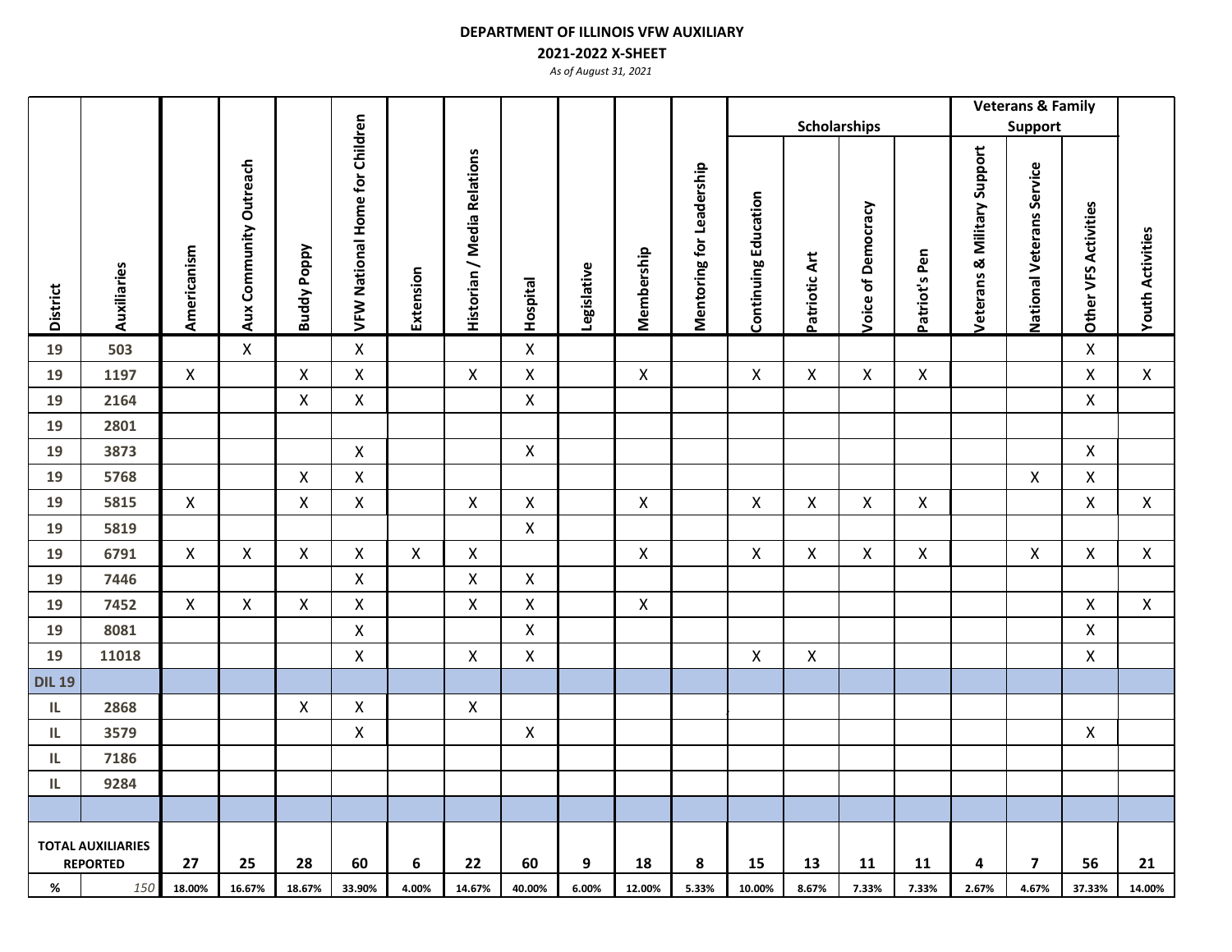**DEPARTMENT OF ILLINOIS VFW AUXILIARY**

**2021-2022 X-SHEET**

*As of August 31, 2021*

| District | Auxiliaries | Americanism | Aux Community Outreach | Buddy Poppy | VFW National Home for Children | Extension | Historian / Media Relations | Hospital | Legislative | Membership | Mentoring for Leadership | Scholarships | | | | Veterans & Family Support | | | Youth Activities |
|---|---|---|---|---|---|---|---|---|---|---|---|---|---|---|---|---|---|---|---|
| | | | | | | | | | | | | Continuing Education | Patriotic Art | Voice of Democracy | Patriot's Pen | Veterans & Military Support | National Veterans Service | Other VFS Activities | |
| 19 | 503 | | X | | X | | | X | | | | | | | | | | X | |
| 19 | 1197 | X | | X | X | | X | X | | X | | X | X | X | X | | | X | X |
| 19 | 2164 | | | X | X | | | X | | | | | | | | | | X | |
| 19 | 2801 | | | | | | | | | | | | | | | | | | |
| 19 | 3873 | | | | X | | | X | | | | | | | | | | X | |
| 19 | 5768 | | | X | X | | | | | | | | | | | | X | X | |
| 19 | 5815 | X | | X | X | | X | X | | X | | X | X | X | X | | | X | X |
| 19 | 5819 | | | | | | | X | | | | | | | | | | | |
| 19 | 6791 | X | X | X | X | X | X | | | X | | X | X | X | X | | X | X | X |
| 19 | 7446 | | | | X | | X | X | | | | | | | | | | | |
| 19 | 7452 | X | X | X | X | | X | X | | X | | | | | | | | X | X |
| 19 | 8081 | | | | X | | | X | | | | | | | | | | X | |
| 19 | 11018 | | | | X | | X | X | | | | X | X | | | | | X | |
| DIL 19 | | | | | | | | | | | | | | | | | | | |
| IL | 2868 | | | X | X | | X | | | | | | | | | | | | |
| IL | 3579 | | | | X | | | X | | | | | | | | | | X | |
| IL | 7186 | | | | | | | | | | | | | | | | | | |
| IL | 9284 | | | | | | | | | | | | | | | | | | |
| | | | | | | | | | | | | | | | | | | | |
| TOTAL AUXILIARIES REPORTED | | 27 | 25 | 28 | 60 | 6 | 22 | 60 | 9 | 18 | 8 | 15 | 13 | 11 | 11 | 4 | 7 | 56 | 21 |
| % | 150 | 18.00% | 16.67% | 18.67% | 33.90% | 4.00% | 14.67% | 40.00% | 6.00% | 12.00% | 5.33% | 10.00% | 8.67% | 7.33% | 7.33% | 2.67% | 4.67% | 37.33% | 14.00% |